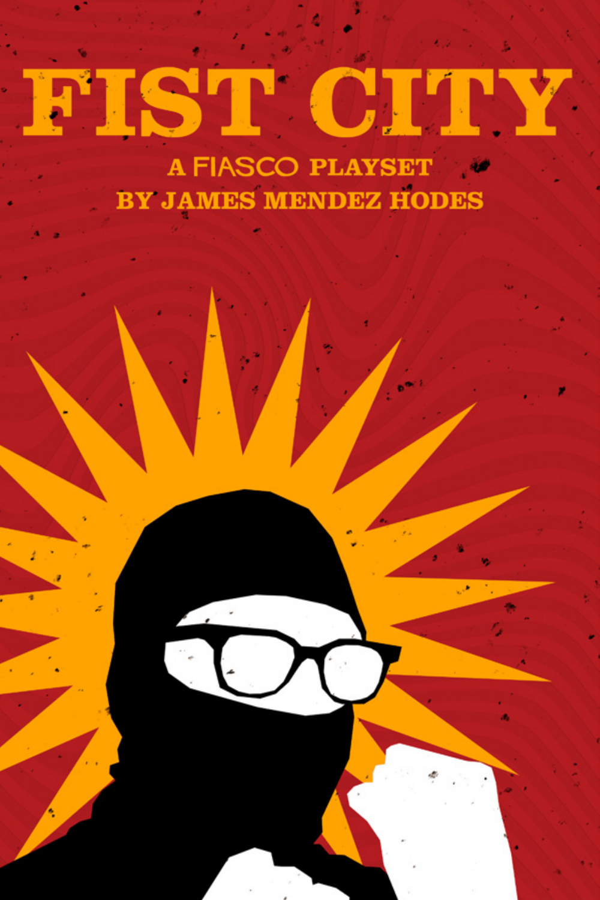# FIST CITY

## A FIASCO PLAYSET

## BY JAMES MENDEZ HODES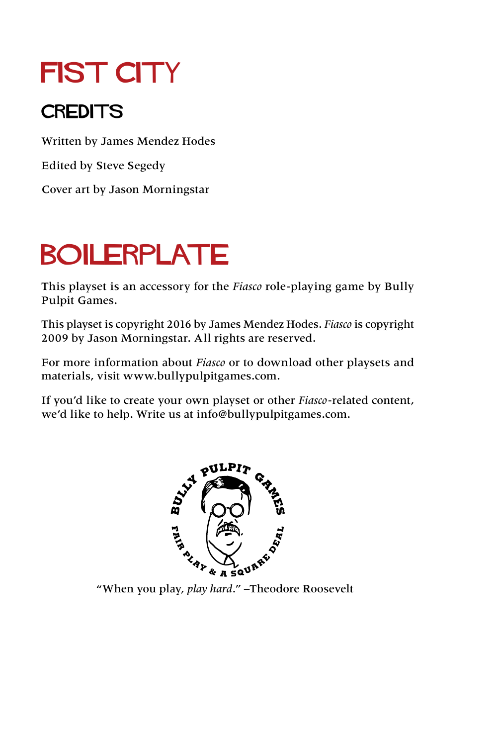# FIST CITY

## CREDITS

Written by James Mendez Hodes

Edited by Steve Segedy

Cover art by Jason Morningstar

# BOILERPLATE

This playset is an accessory for the *Fiasco* role-playing game by Bully Pulpit Games.

This playset is copyright 2016 by James Mendez Hodes. *Fiasco* is copyright 2009 by Jason Morningstar. All rights are reserved.

For more information about *Fiasco* or to download other playsets and materials, visit www.bullypulpitgames.com.

If you'd like to create your own playset or other *Fiasco*-related content, we'd like to help. Write us at info@bullypulpitgames.com.

BULLY PULPIT GAMES — FAIR PLAY & A SQUARE DEAL

"When you play, *play hard*." –Theodore Roosevelt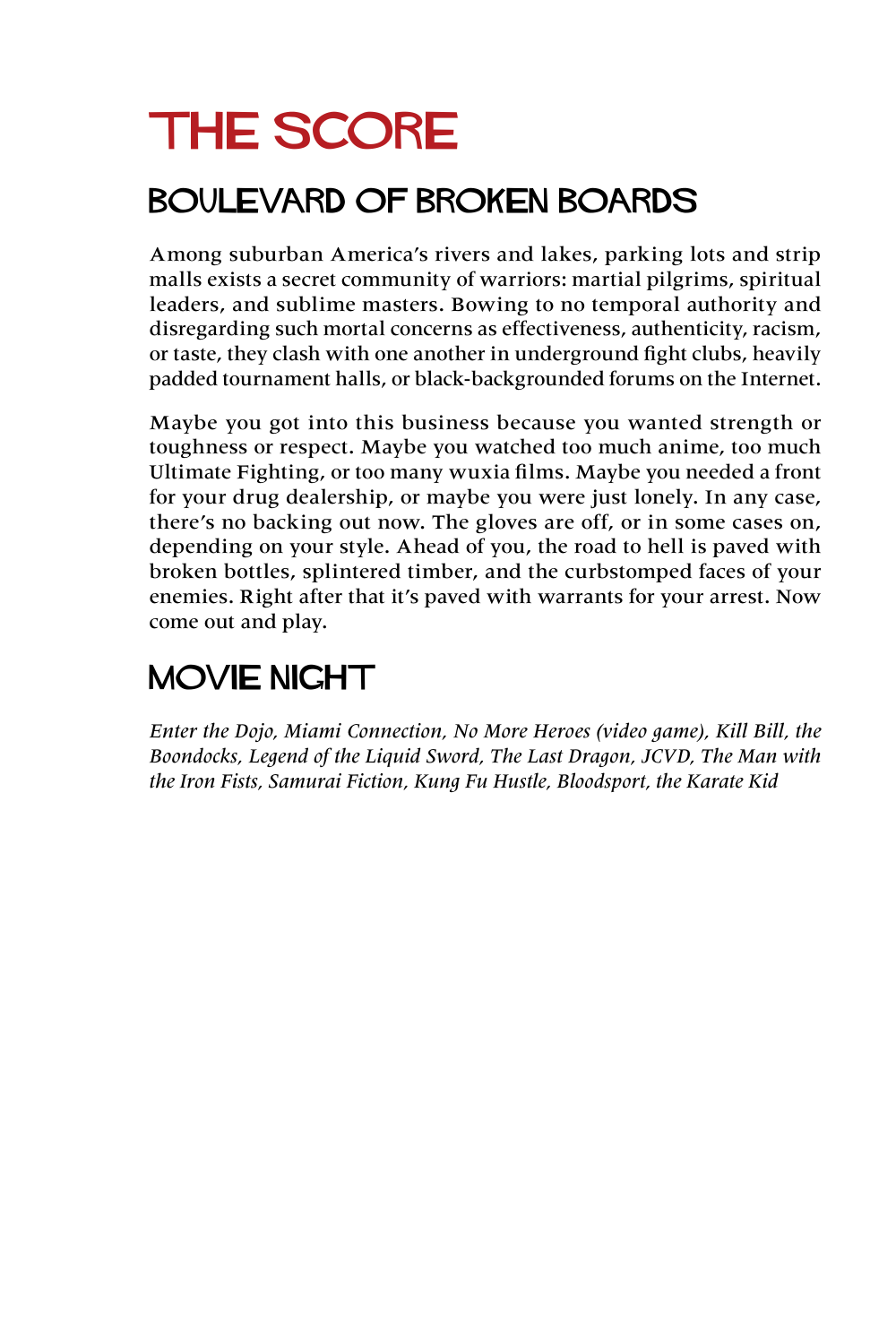# THE SCORE

## BOULEVARD OF BROKEN BOARDS

Among suburban America's rivers and lakes, parking lots and strip malls exists a secret community of warriors: martial pilgrims, spiritual leaders, and sublime masters. Bowing to no temporal authority and disregarding such mortal concerns as effectiveness, authenticity, racism, or taste, they clash with one another in underground fight clubs, heavily padded tournament halls, or black-backgrounded forums on the Internet.

Maybe you got into this business because you wanted strength or toughness or respect. Maybe you watched too much anime, too much Ultimate Fighting, or too many wuxia films. Maybe you needed a front for your drug dealership, or maybe you were just lonely. In any case, there's no backing out now. The gloves are off, or in some cases on, depending on your style. Ahead of you, the road to hell is paved with broken bottles, splintered timber, and the curbstomped faces of your enemies. Right after that it's paved with warrants for your arrest. Now come out and play.

## MOVIE NIGHT

*Enter the Dojo, Miami Connection, No More Heroes (video game), Kill Bill, the Boondocks, Legend of the Liquid Sword, The Last Dragon, JCVD, The Man with the Iron Fists, Samurai Fiction, Kung Fu Hustle, Bloodsport, the Karate Kid*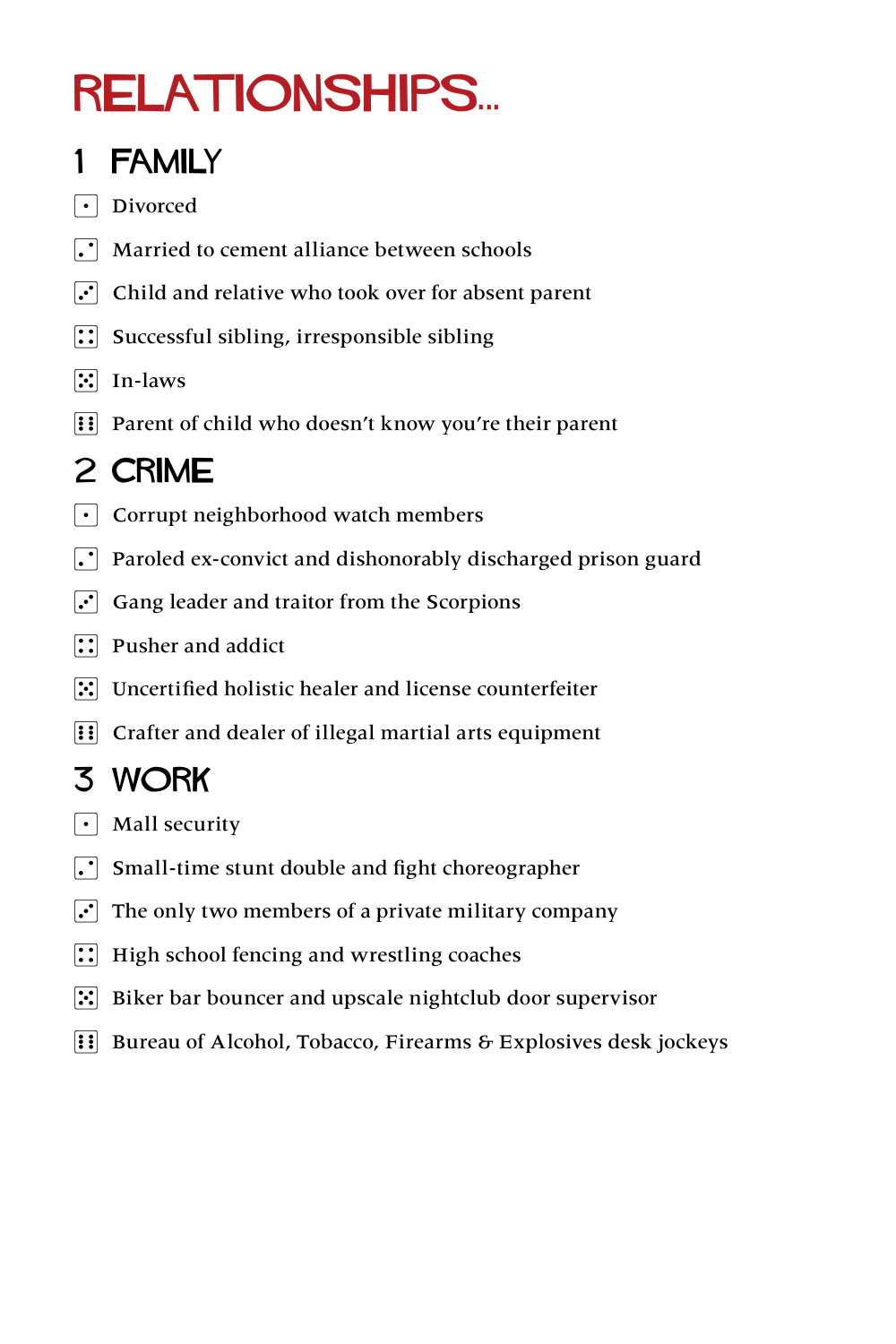# RELATIONSHIPS...

## 1 FAMILY

1. Divorced
2. Married to cement alliance between schools
3. Child and relative who took over for absent parent
4. Successful sibling, irresponsible sibling
5. In-laws
6. Parent of child who doesn't know you're their parent

## 2 CRIME

1. Corrupt neighborhood watch members
2. Paroled ex-convict and dishonorably discharged prison guard
3. Gang leader and traitor from the Scorpions
4. Pusher and addict
5. Uncertified holistic healer and license counterfeiter
6. Crafter and dealer of illegal martial arts equipment

## 3 WORK

1. Mall security
2. Small-time stunt double and fight choreographer
3. The only two members of a private military company
4. High school fencing and wrestling coaches
5. Biker bar bouncer and upscale nightclub door supervisor
6. Bureau of Alcohol, Tobacco, Firearms & Explosives desk jockeys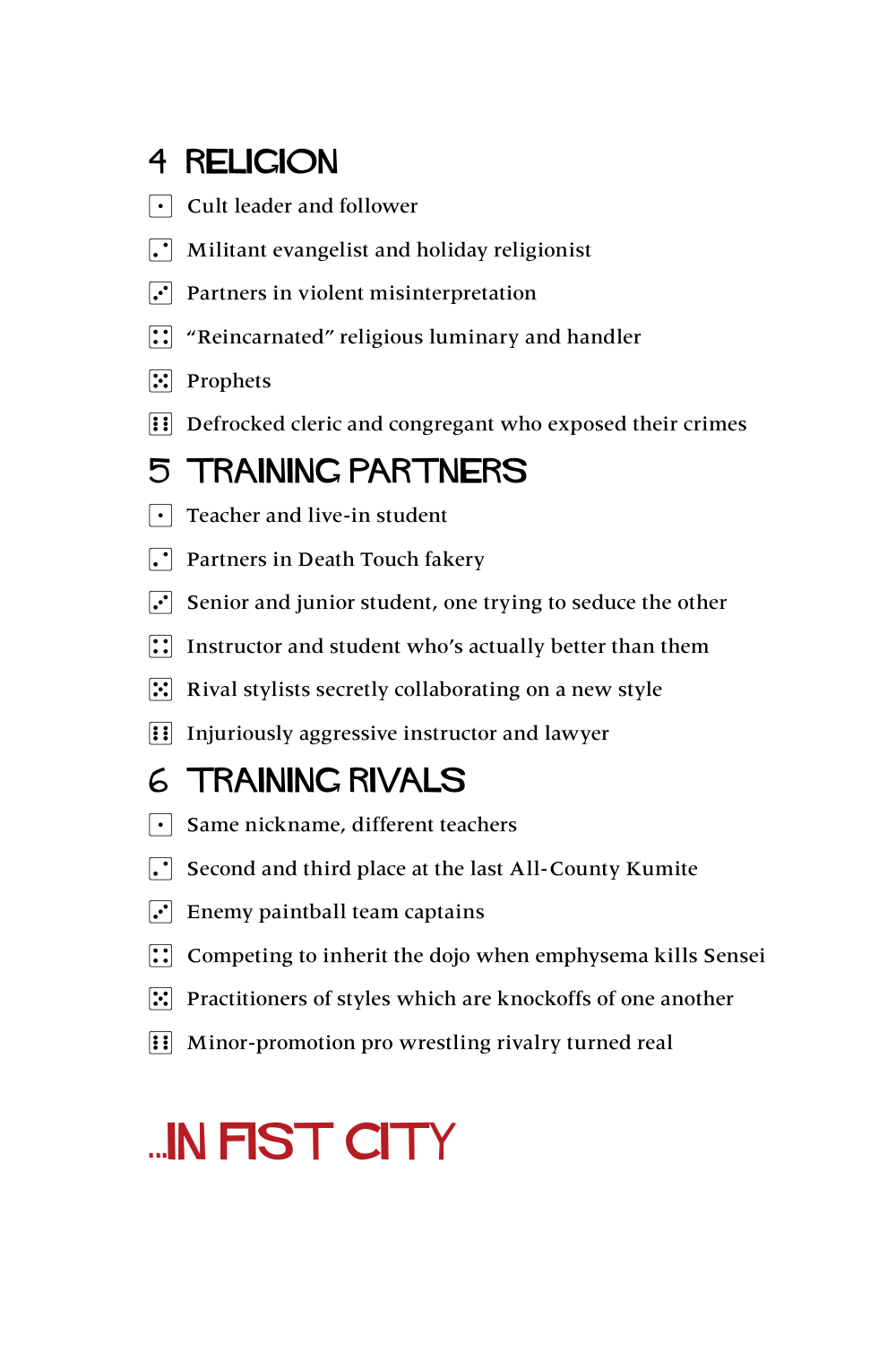## 4 RELIGION

- ⚀ Cult leader and follower
- ⚁ Militant evangelist and holiday religionist
- ⚂ Partners in violent misinterpretation
- ⚃ “Reincarnated” religious luminary and handler
- ⚄ Prophets
- ⚅ Defrocked cleric and congregant who exposed their crimes

## 5 TRAINING PARTNERS

- ⚀ Teacher and live-in student
- ⚁ Partners in Death Touch fakery
- ⚂ Senior and junior student, one trying to seduce the other
- ⚃ Instructor and student who’s actually better than them
- ⚄ Rival stylists secretly collaborating on a new style
- ⚅ Injuriously aggressive instructor and lawyer

## 6 TRAINING RIVALS

- ⚀ Same nickname, different teachers
- ⚁ Second and third place at the last All-County Kumite
- ⚂ Enemy paintball team captains
- ⚃ Competing to inherit the dojo when emphysema kills Sensei
- ⚄ Practitioners of styles which are knockoffs of one another
- ⚅ Minor-promotion pro wrestling rivalry turned real

# ...IN FIST CITY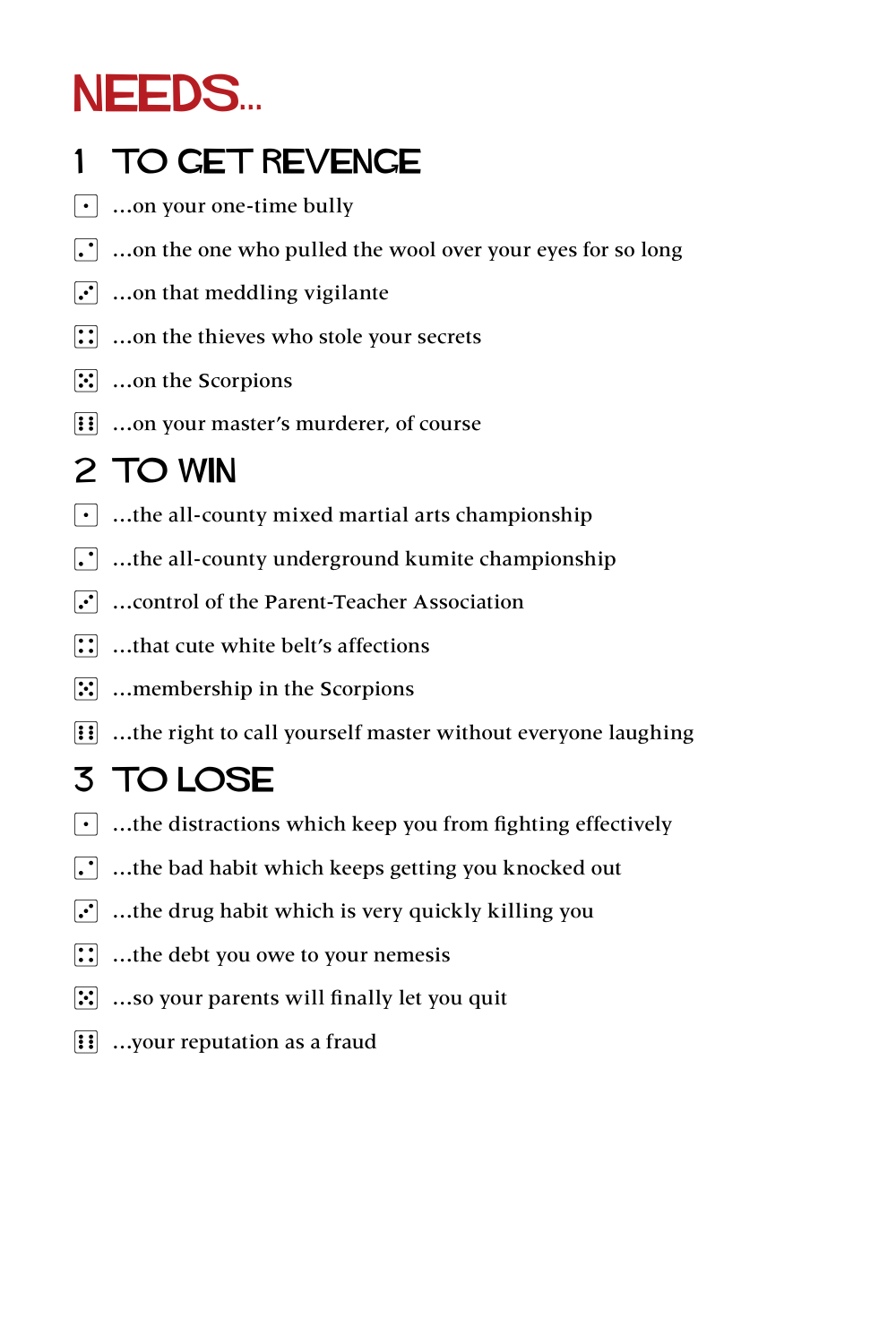# NEEDS...

## 1 TO GET REVENGE

- ⚀ ...on your one-time bully
- ⚁ ...on the one who pulled the wool over your eyes for so long
- ⚂ ...on that meddling vigilante
- ⚃ ...on the thieves who stole your secrets
- ⚄ ...on the Scorpions
- ⚅ ...on your master's murderer, of course

## 2 TO WIN

- ⚀ ...the all-county mixed martial arts championship
- ⚁ ...the all-county underground kumite championship
- ⚂ ...control of the Parent-Teacher Association
- ⚃ ...that cute white belt's affections
- ⚄ ...membership in the Scorpions
- ⚅ ...the right to call yourself master without everyone laughing

## 3 TO LOSE

- ⚀ ...the distractions which keep you from fighting effectively
- ⚁ ...the bad habit which keeps getting you knocked out
- ⚂ ...the drug habit which is very quickly killing you
- ⚃ ...the debt you owe to your nemesis
- ⚄ ...so your parents will finally let you quit
- ⚅ ...your reputation as a fraud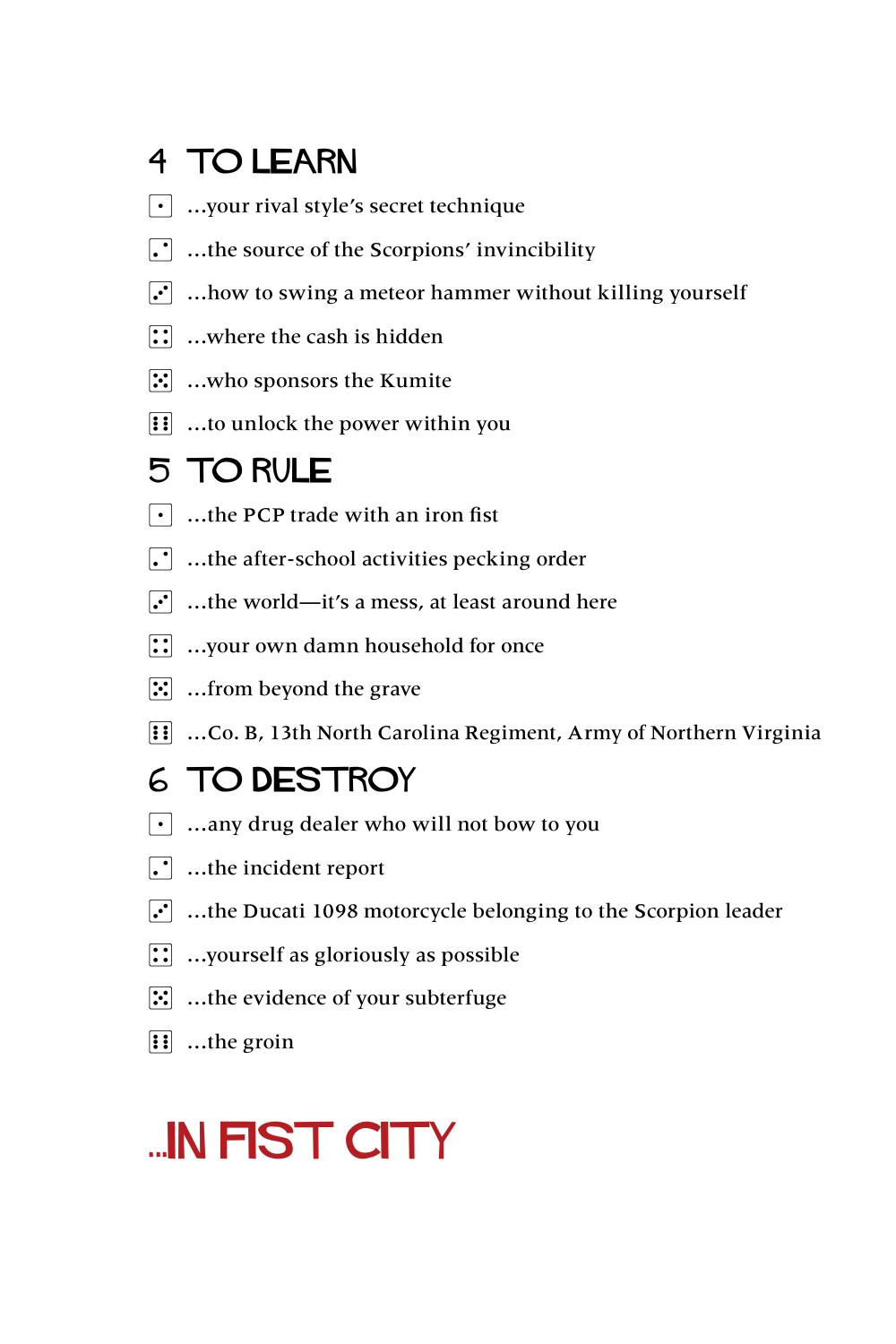## 4 TO LEARN

1. ...your rival style's secret technique
2. ...the source of the Scorpions' invincibility
3. ...how to swing a meteor hammer without killing yourself
4. ...where the cash is hidden
5. ...who sponsors the Kumite
6. ...to unlock the power within you

## 5 TO RULE

1. ...the PCP trade with an iron fist
2. ...the after-school activities pecking order
3. ...the world—it's a mess, at least around here
4. ...your own damn household for once
5. ...from beyond the grave
6. ...Co. B, 13th North Carolina Regiment, Army of Northern Virginia

## 6 TO DESTROY

1. ...any drug dealer who will not bow to you
2. ...the incident report
3. ...the Ducati 1098 motorcycle belonging to the Scorpion leader
4. ...yourself as gloriously as possible
5. ...the evidence of your subterfuge
6. ...the groin

## ...IN FIST CITY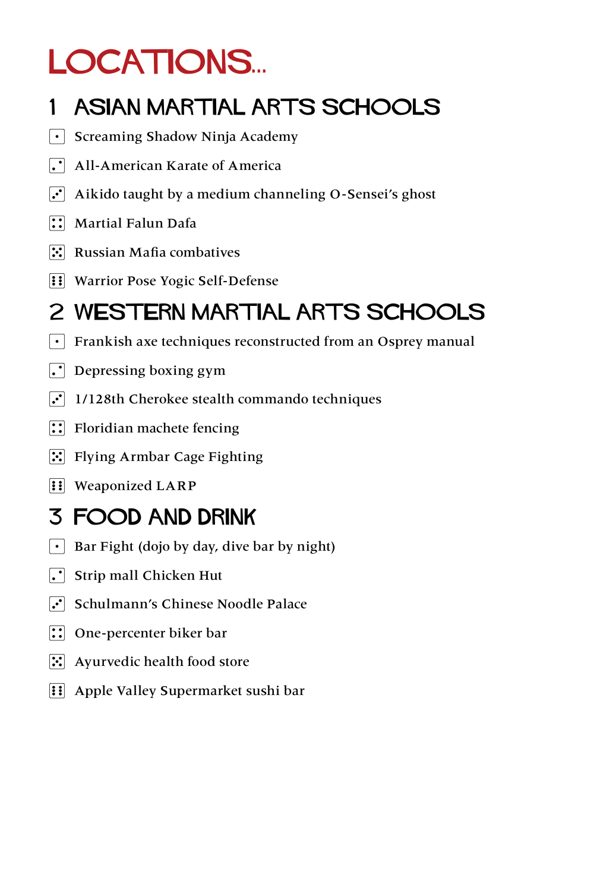# LOCATIONS...

## 1 ASIAN MARTIAL ARTS SCHOOLS

1. Screaming Shadow Ninja Academy
2. All-American Karate of America
3. Aikido taught by a medium channeling O-Sensei's ghost
4. Martial Falun Dafa
5. Russian Mafia combatives
6. Warrior Pose Yogic Self-Defense

## 2 WESTERN MARTIAL ARTS SCHOOLS

1. Frankish axe techniques reconstructed from an Osprey manual
2. Depressing boxing gym
3. 1/128th Cherokee stealth commando techniques
4. Floridian machete fencing
5. Flying Armbar Cage Fighting
6. Weaponized LARP

## 3 FOOD AND DRINK

1. Bar Fight (dojo by day, dive bar by night)
2. Strip mall Chicken Hut
3. Schulmann's Chinese Noodle Palace
4. One-percenter biker bar
5. Ayurvedic health food store
6. Apple Valley Supermarket sushi bar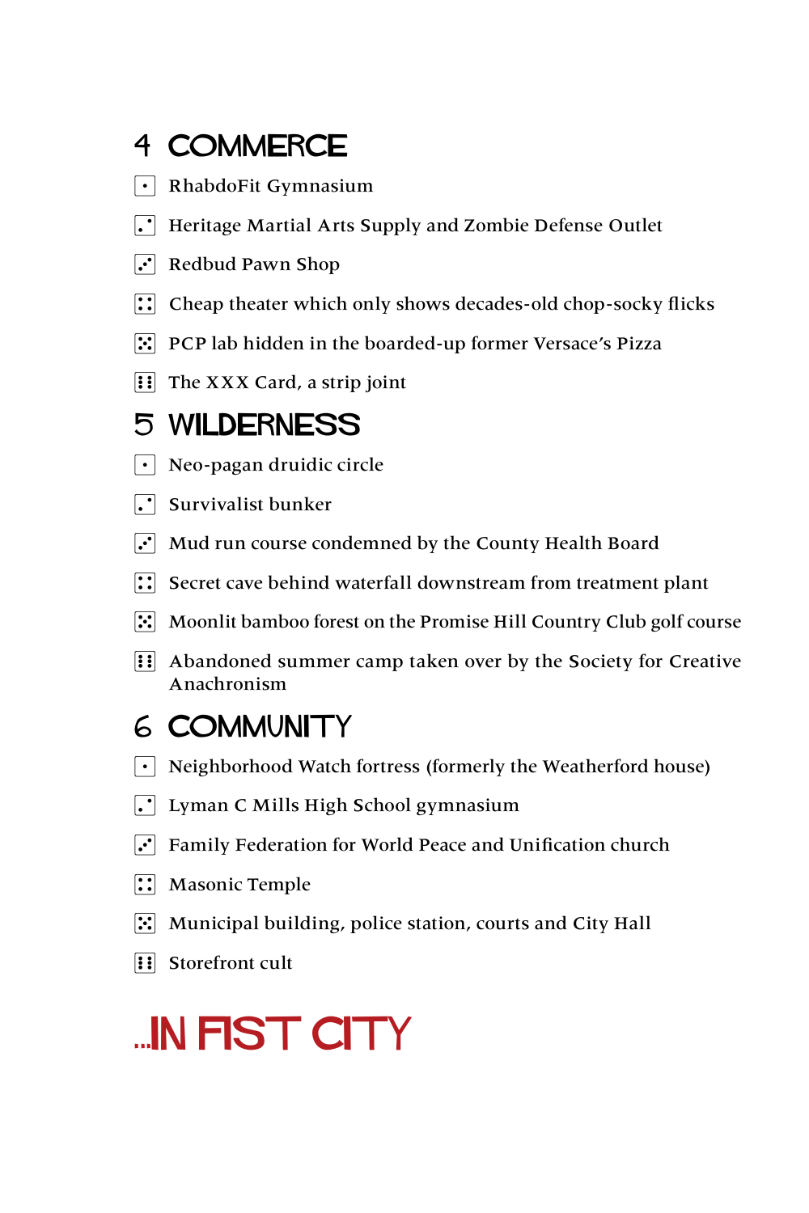## 4 COMMERCE

- ⚀ RhabdoFit Gymnasium
- ⚁ Heritage Martial Arts Supply and Zombie Defense Outlet
- ⚂ Redbud Pawn Shop
- ⚃ Cheap theater which only shows decades-old chop-socky flicks
- ⚄ PCP lab hidden in the boarded-up former Versace's Pizza
- ⚅ The XXX Card, a strip joint

## 5 WILDERNESS

- ⚀ Neo-pagan druidic circle
- ⚁ Survivalist bunker
- ⚂ Mud run course condemned by the County Health Board
- ⚃ Secret cave behind waterfall downstream from treatment plant
- ⚄ Moonlit bamboo forest on the Promise Hill Country Club golf course
- ⚅ Abandoned summer camp taken over by the Society for Creative Anachronism

## 6 COMMUNITY

- ⚀ Neighborhood Watch fortress (formerly the Weatherford house)
- ⚁ Lyman C Mills High School gymnasium
- ⚂ Family Federation for World Peace and Unification church
- ⚃ Masonic Temple
- ⚄ Municipal building, police station, courts and City Hall
- ⚅ Storefront cult

# ...IN FIST CITY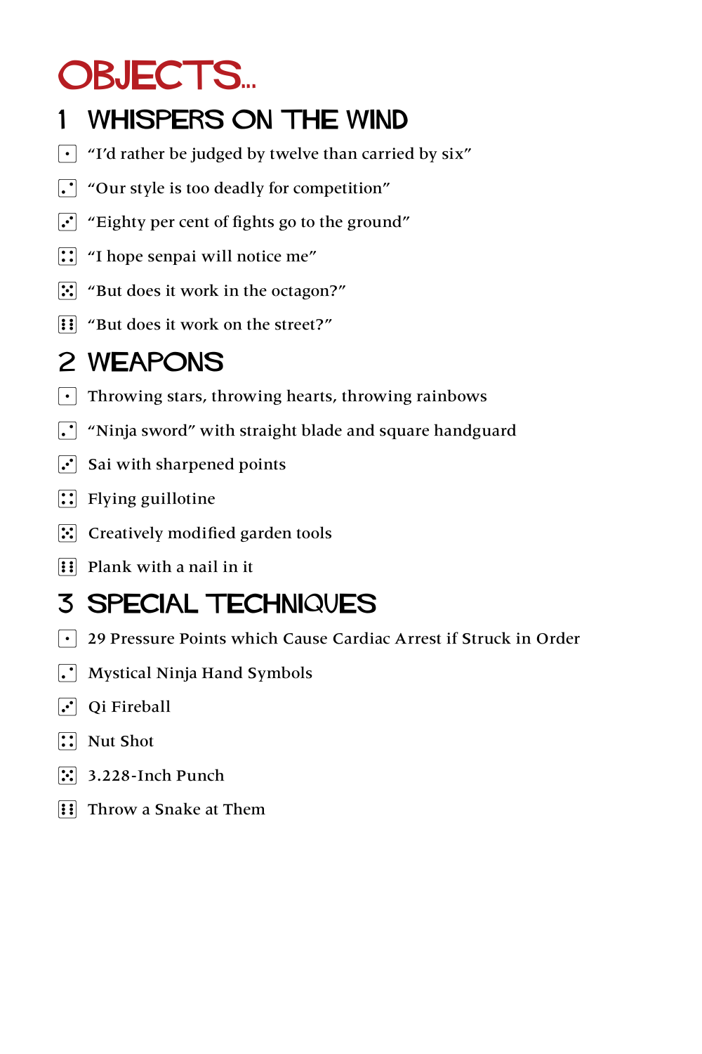# OBJECTS...

## 1 WHISPERS ON THE WIND

- ⚀ "I'd rather be judged by twelve than carried by six"
- ⚁ "Our style is too deadly for competition"
- ⚂ "Eighty per cent of fights go to the ground"
- ⚃ "I hope senpai will notice me"
- ⚄ "But does it work in the octagon?"
- ⚅ "But does it work on the street?"

## 2 WEAPONS

- ⚀ Throwing stars, throwing hearts, throwing rainbows
- ⚁ "Ninja sword" with straight blade and square handguard
- ⚂ Sai with sharpened points
- ⚃ Flying guillotine
- ⚄ Creatively modified garden tools
- ⚅ Plank with a nail in it

## 3 SPECIAL TECHNIQUES

- ⚀ 29 Pressure Points which Cause Cardiac Arrest if Struck in Order
- ⚁ Mystical Ninja Hand Symbols
- ⚂ Qi Fireball
- ⚃ Nut Shot
- ⚄ 3.228-Inch Punch
- ⚅ Throw a Snake at Them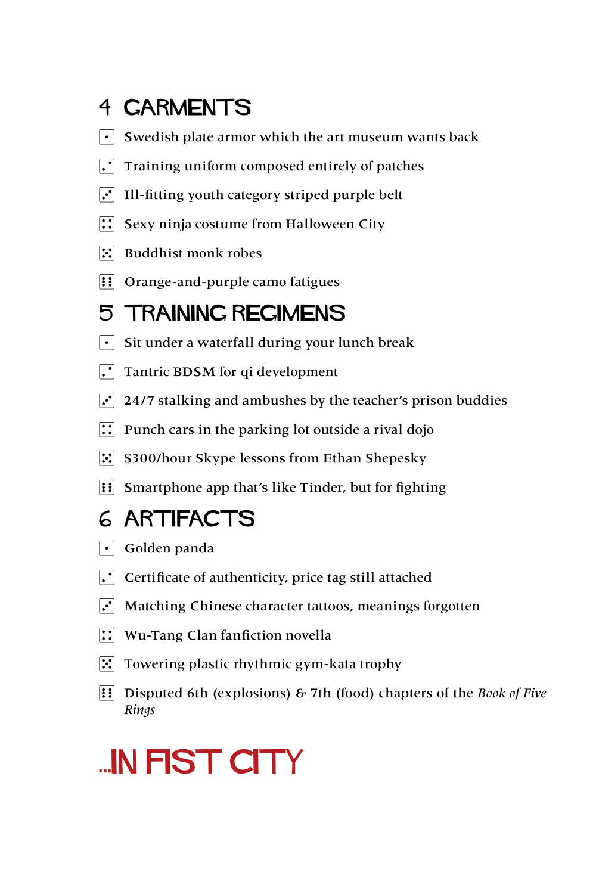## 4 GARMENTS

1. Swedish plate armor which the art museum wants back
2. Training uniform composed entirely of patches
3. Ill-fitting youth category striped purple belt
4. Sexy ninja costume from Halloween City
5. Buddhist monk robes
6. Orange-and-purple camo fatigues

## 5 TRAINING REGIMENS

1. Sit under a waterfall during your lunch break
2. Tantric BDSM for qi development
3. 24/7 stalking and ambushes by the teacher's prison buddies
4. Punch cars in the parking lot outside a rival dojo
5. $300/hour Skype lessons from Ethan Shepesky
6. Smartphone app that's like Tinder, but for fighting

## 6 ARTIFACTS

1. Golden panda
2. Certificate of authenticity, price tag still attached
3. Matching Chinese character tattoos, meanings forgotten
4. Wu-Tang Clan fanfiction novella
5. Towering plastic rhythmic gym-kata trophy
6. Disputed 6th (explosions) & 7th (food) chapters of the *Book of Five Rings*

# ...IN FIST CITY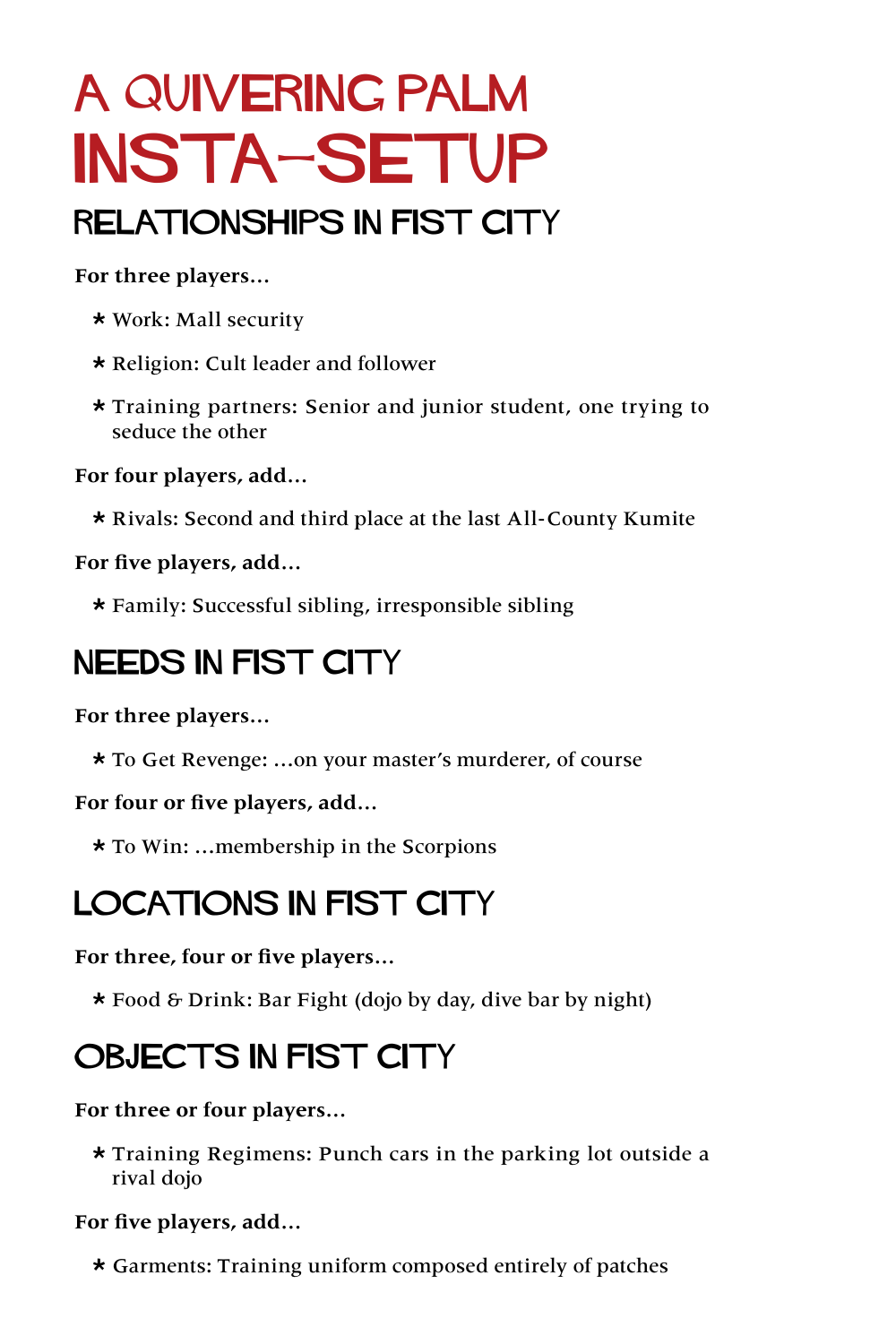# A Quivering Palm Insta-Setup

## Relationships in Fist City

**For three players...**

* Work: Mall security
* Religion: Cult leader and follower
* Training partners: Senior and junior student, one trying to seduce the other

**For four players, add...**

* Rivals: Second and third place at the last All-County Kumite

**For five players, add...**

* Family: Successful sibling, irresponsible sibling

## Needs in Fist City

**For three players...**

* To Get Revenge: ...on your master's murderer, of course

**For four or five players, add...**

* To Win: ...membership in the Scorpions

## Locations in Fist City

**For three, four or five players...**

* Food & Drink: Bar Fight (dojo by day, dive bar by night)

## Objects in Fist City

**For three or four players...**

* Training Regimens: Punch cars in the parking lot outside a rival dojo

**For five players, add...**

* Garments: Training uniform composed entirely of patches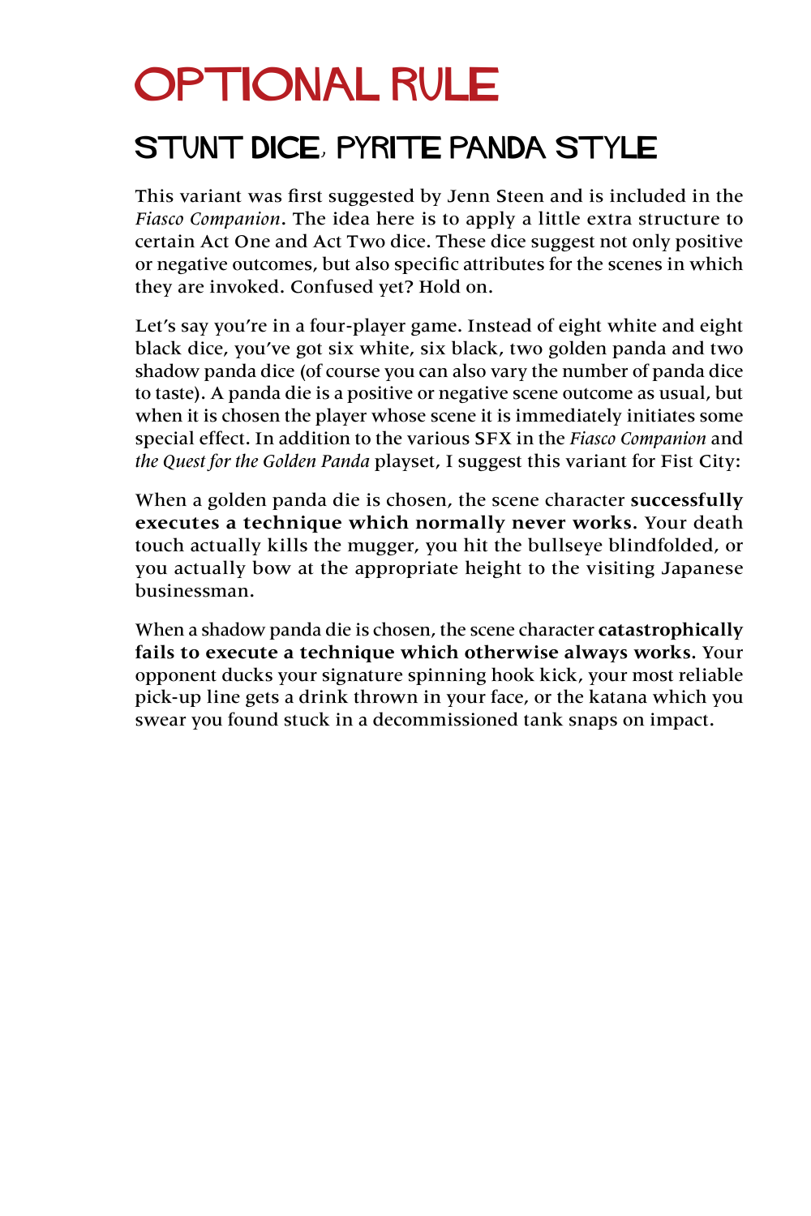# OPTIONAL RULE

## STUNT DICE, PYRITE PANDA STYLE

This variant was first suggested by Jenn Steen and is included in the *Fiasco Companion*. The idea here is to apply a little extra structure to certain Act One and Act Two dice. These dice suggest not only positive or negative outcomes, but also specific attributes for the scenes in which they are invoked. Confused yet? Hold on.

Let's say you're in a four-player game. Instead of eight white and eight black dice, you've got six white, six black, two golden panda and two shadow panda dice (of course you can also vary the number of panda dice to taste). A panda die is a positive or negative scene outcome as usual, but when it is chosen the player whose scene it is immediately initiates some special effect. In addition to the various SFX in the *Fiasco Companion* and *the Quest for the Golden Panda* playset, I suggest this variant for Fist City:

When a golden panda die is chosen, the scene character **successfully executes a technique which normally never works.** Your death touch actually kills the mugger, you hit the bullseye blindfolded, or you actually bow at the appropriate height to the visiting Japanese businessman.

When a shadow panda die is chosen, the scene character **catastrophically fails to execute a technique which otherwise always works.** Your opponent ducks your signature spinning hook kick, your most reliable pick-up line gets a drink thrown in your face, or the katana which you swear you found stuck in a decommissioned tank snaps on impact.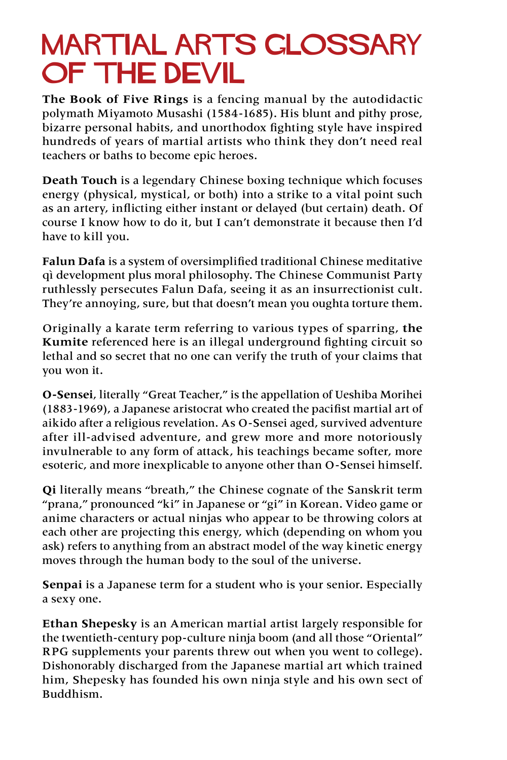# MARTIAL ARTS GLOSSARY OF THE DEVIL

**The Book of Five Rings** is a fencing manual by the autodidactic polymath Miyamoto Musashi (1584-1685). His blunt and pithy prose, bizarre personal habits, and unorthodox fighting style have inspired hundreds of years of martial artists who think they don't need real teachers or baths to become epic heroes.

**Death Touch** is a legendary Chinese boxing technique which focuses energy (physical, mystical, or both) into a strike to a vital point such as an artery, inflicting either instant or delayed (but certain) death. Of course I know how to do it, but I can't demonstrate it because then I'd have to kill you.

**Falun Dafa** is a system of oversimplified traditional Chinese meditative qì development plus moral philosophy. The Chinese Communist Party ruthlessly persecutes Falun Dafa, seeing it as an insurrectionist cult. They're annoying, sure, but that doesn't mean you oughta torture them.

Originally a karate term referring to various types of sparring, **the Kumite** referenced here is an illegal underground fighting circuit so lethal and so secret that no one can verify the truth of your claims that you won it.

**O-Sensei**, literally "Great Teacher," is the appellation of Ueshiba Morihei (1883-1969), a Japanese aristocrat who created the pacifist martial art of aikido after a religious revelation. As O-Sensei aged, survived adventure after ill-advised adventure, and grew more and more notoriously invulnerable to any form of attack, his teachings became softer, more esoteric, and more inexplicable to anyone other than O-Sensei himself.

**Qi** literally means "breath," the Chinese cognate of the Sanskrit term "prana," pronounced "ki" in Japanese or "gi" in Korean. Video game or anime characters or actual ninjas who appear to be throwing colors at each other are projecting this energy, which (depending on whom you ask) refers to anything from an abstract model of the way kinetic energy moves through the human body to the soul of the universe.

**Senpai** is a Japanese term for a student who is your senior. Especially a sexy one.

**Ethan Shepesky** is an American martial artist largely responsible for the twentieth-century pop-culture ninja boom (and all those "Oriental" RPG supplements your parents threw out when you went to college). Dishonorably discharged from the Japanese martial art which trained him, Shepesky has founded his own ninja style and his own sect of Buddhism.